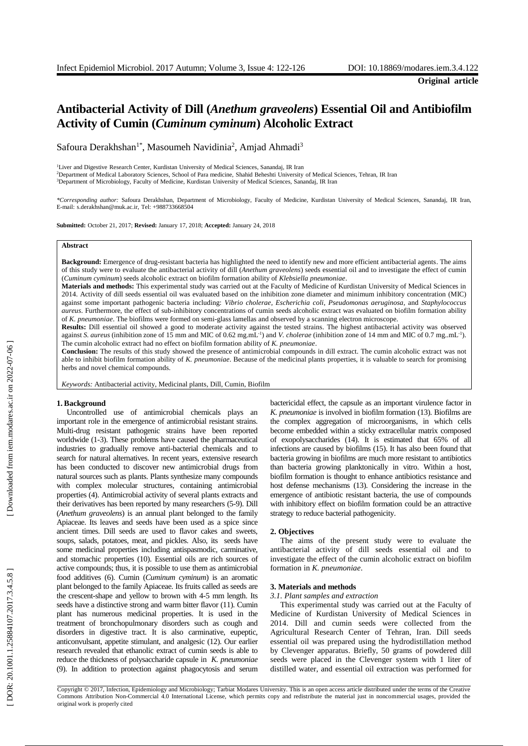**Original article**

# Antibacterial Activity of Dill (*Anethum graveolens*) Essential Oil and Antibiofilm Activity of Cumin (*Cuminum cyminum*) Alcoholic Extract

Safoura Derakhshan[1*], Masoumeh Navidinia[2], Amjad Ahmadi[3]

[1]Liver and Digestive Research Center, Kurdistan University of Medical Sciences, Sanandaj, IR Iran
[2]Department of Medical Laboratory Sciences, School of Para medicine, Shahid Beheshti University of Medical Sciences, Tehran, IR Iran
[3]Department of Microbiology, Faculty of Medicine, Kurdistan University of Medical Sciences, Sanandaj, IR Iran

*\*Corresponding author:* Safoura Derakhshan, Department of Microbiology, Faculty of Medicine, Kurdistan University of Medical Sciences, Sanandaj, IR Iran, E-mail: s.derakhshan@muk.ac.ir, Tel: +988733668504

**Submitted:** October 21, 2017; **Revised:** January 17, 2018; **Accepted:** January 24, 2018

**Abstract**

**Background:** Emergence of drug-resistant bacteria has highlighted the need to identify new and more efficient antibacterial agents. The aims of this study were to evaluate the antibacterial activity of dill (*Anethum graveolens*) seeds essential oil and to investigate the effect of cumin (*Cuminum cyminum*) seeds alcoholic extract on biofilm formation ability of *Klebsiella pneumoniae*.

**Materials and methods:** This experimental study was carried out at the Faculty of Medicine of Kurdistan University of Medical Sciences in 2014. Activity of dill seeds essential oil was evaluated based on the inhibition zone diameter and minimum inhibitory concentration (MIC) against some important pathogenic bacteria including: *Vibrio cholerae*, *Escherichia coli*, *Pseudomonas aeruginosa*, and *Staphylococcus aureus*. Furthermore, the effect of sub-inhibitory concentrations of cumin seeds alcoholic extract was evaluated on biofilm formation ability of *K. pneumoniae*. The biofilms were formed on semi-glass lamellas and observed by a scanning electron microscope.

**Results:** Dill essential oil showed a good to moderate activity against the tested strains. The highest antibacterial activity was observed against *S. aureus* (inhibition zone of 15 mm and MIC of 0.62 $mg.mL^{-1}$) and *V. cholerae* (inhibition zone of 14 mm and MIC of 0.7 $mg..mL^{-1}$). The cumin alcoholic extract had no effect on biofilm formation ability of *K. pneumoniae*.

**Conclusion:** The results of this study showed the presence of antimicrobial compounds in dill extract. The cumin alcoholic extract was not able to inhibit biofilm formation ability of *K. pneumoniae*. Because of the medicinal plants properties, it is valuable to search for promising herbs and novel chemical compounds.

*Keywords:* Antibacterial activity, Medicinal plants, Dill, Cumin, Biofilm

## 1. Background

Uncontrolled use of antimicrobial chemicals plays an important role in the emergence of antimicrobial resistant strains. Multi-drug resistant pathogenic strains have been reported worldwide (1-3). These problems have caused the pharmaceutical industries to gradually remove anti-bacterial chemicals and to search for natural alternatives. In recent years, extensive research has been conducted to discover new antimicrobial drugs from natural sources such as plants. Plants synthesize many compounds with complex molecular structures, containing antimicrobial properties (4). Antimicrobial activity of several plants extracts and their derivatives has been reported by many researchers (5-9). Dill (*Anethum graveolens*) is an annual plant belonged to the family Apiaceae. Its leaves and seeds have been used as a spice since ancient times. Dill seeds are used to flavor cakes and sweets, soups, salads, potatoes, meat, and pickles. Also, its seeds have some medicinal properties including antispasmodic, carminative, and stomachic properties (10). Essential oils are rich sources of active compounds; thus, it is possible to use them as antimicrobial food additives (6). Cumin (*Cuminum cyminum*) is an aromatic plant belonged to the family Apiaceae. Its fruits called as seeds are the crescent-shape and yellow to brown with 4-5 mm length. Its seeds have a distinctive strong and warm bitter flavor (11). Cumin plant has numerous medicinal properties. It is used in the treatment of bronchopulmonary disorders such as cough and disorders in digestive tract. It is also carminative, eupeptic, anticonvulsant, appetite stimulant, and analgesic (12). Our earlier research revealed that ethanolic extract of cumin seeds is able to reduce the thickness of polysaccharide capsule in *K. pneumoniae* (9). In addition to protection against phagocytosis and serum bactericidal effect, the capsule as an important virulence factor in *K. pneumoniae* is involved in biofilm formation (13). Biofilms are the complex aggregation of microorganisms, in which cells become embedded within a sticky extracellular matrix composed of exopolysaccharides (14). It is estimated that 65% of all infections are caused by biofilms (15). It has also been found that bacteria growing in biofilms are much more resistant to antibiotics than bacteria growing planktonically in vitro. Within a host, biofilm formation is thought to enhance antibiotics resistance and host defense mechanisms (13). Considering the increase in the emergence of antibiotic resistant bacteria, the use of compounds with inhibitory effect on biofilm formation could be an attractive strategy to reduce bacterial pathogenicity.

## 2. Objectives

The aims of the present study were to evaluate the antibacterial activity of dill seeds essential oil and to investigate the effect of the cumin alcoholic extract on biofilm formation in *K. pneumoniae*.

## 3. Materials and methods

### *3.1. Plant samples and extraction*

This experimental study was carried out at the Faculty of Medicine of Kurdistan University of Medical Sciences in 2014. Dill and cumin seeds were collected from the Agricultural Research Center of Tehran, Iran. Dill seeds essential oil was prepared using the hydrodistillation method by Clevenger apparatus. Briefly, 50 grams of powdered dill seeds were placed in the Clevenger system with 1 liter of distilled water, and essential oil extraction was performed for

Copyright © 2017, Infection, Epidemiology and Microbiology; Tarbiat Modares University. This is an open access article distributed under the terms of the Creative Commons Attribution Non-Commercial 4.0 International License, which permits copy and redistribute the material just in noncommercial usages, provided the original work is properly cited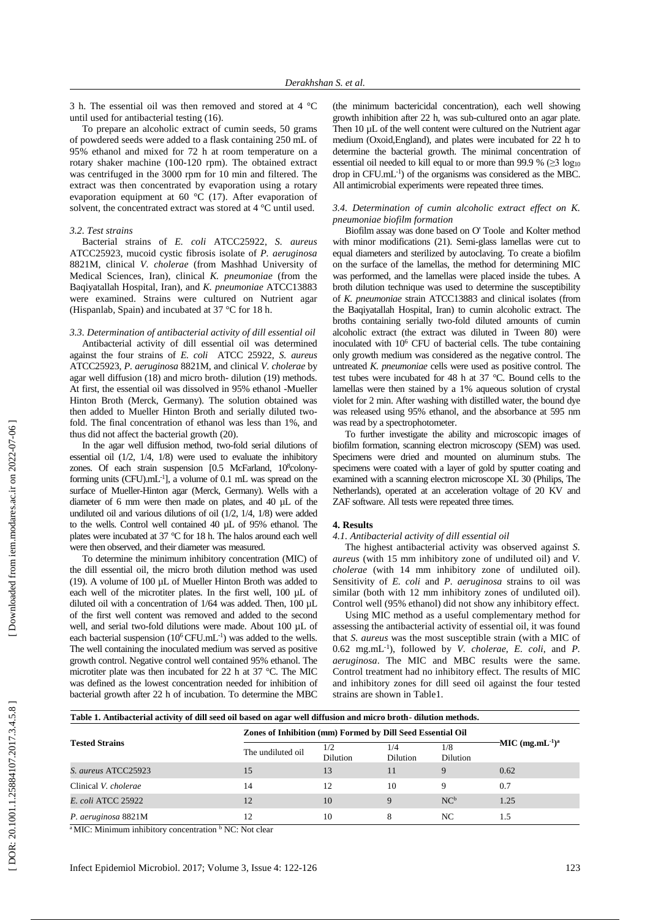3 h. The essential oil was then removed and stored at 4 °C until used for antibacterial testing (16).

To prepare an alcoholic extract of cumin seeds, 50 grams of powdered seeds were added to a flask containing 250 mL of 95% ethanol and mixed for 72 h at room temperature on a rotary shaker machine (100-120 rpm). The obtained extract was centrifuged in the 3000 rpm for 10 min and filtered. The extract was then concentrated by evaporation using a rotary evaporation equipment at 60 °C (17). After evaporation of solvent, the concentrated extract was stored at 4 °C until used.

### 3.2. Test strains

Bacterial strains of *E. coli* ATCC25922, *S. aureus* ATCC25923, mucoid cystic fibrosis isolate of *P. aeruginosa* 8821M, clinical *V. cholerae* (from Mashhad University of Medical Sciences, Iran), clinical *K. pneumoniae* (from the Baqiyatallah Hospital, Iran), and *K. pneumoniae* ATCC13883 were examined. Strains were cultured on Nutrient agar (Hispanlab, Spain) and incubated at 37 °C for 18 h.

### 3.3. Determination of antibacterial activity of dill essential oil

Antibacterial activity of dill essential oil was determined against the four strains of *E. coli* ATCC 25922, *S. aureus* ATCC25923, *P. aeruginosa* 8821M, and clinical *V. cholerae* by agar well diffusion (18) and micro broth- dilution (19) methods. At first, the essential oil was dissolved in 95% ethanol -Mueller Hinton Broth (Merck, Germany). The solution obtained was then added to Mueller Hinton Broth and serially diluted two-fold. The final concentration of ethanol was less than 1%, and thus did not affect the bacterial growth (20).

In the agar well diffusion method, two-fold serial dilutions of essential oil (1/2, 1/4, 1/8) were used to evaluate the inhibitory zones. Of each strain suspension [0.5 McFarland, $10^8$ colony-forming units (CFU).mL$^{-1}$], a volume of 0.1 mL was spread on the surface of Mueller-Hinton agar (Merck, Germany). Wells with a diameter of 6 mm were then made on plates, and 40 µL of the undiluted oil and various dilutions of oil (1/2, 1/4, 1/8) were added to the wells. Control well contained 40 µL of 95% ethanol. The plates were incubated at 37 °C for 18 h. The halos around each well were then observed, and their diameter was measured.

To determine the minimum inhibitory concentration (MIC) of the dill essential oil, the micro broth dilution method was used (19). A volume of 100 µL of Mueller Hinton Broth was added to each well of the microtiter plates. In the first well, 100 µL of diluted oil with a concentration of 1/64 was added. Then, 100 µL of the first well content was removed and added to the second well, and serial two-fold dilutions were made. About 100 µL of each bacterial suspension ($10^6$ CFU.mL$^{-1}$) was added to the wells. The well containing the inoculated medium was served as positive growth control. Negative control well contained 95% ethanol. The microtiter plate was then incubated for 22 h at 37 °C. The MIC was defined as the lowest concentration needed for inhibition of bacterial growth after 22 h of incubation. To determine the MBC (the minimum bactericidal concentration), each well showing growth inhibition after 22 h, was sub-cultured onto an agar plate. Then 10 µL of the well content were cultured on the Nutrient agar medium (Oxoid,England), and plates were incubated for 22 h to determine the bacterial growth. The minimal concentration of essential oil needed to kill equal to or more than 99.9 % ($\geq 3\ \log_{10}$ drop in CFU.mL$^{-1}$) of the organisms was considered as the MBC. All antimicrobial experiments were repeated three times.

### 3.4. Determination of cumin alcoholic extract effect on *K. pneumoniae* biofilm formation

Biofilm assay was done based on O' Toole and Kolter method with minor modifications (21). Semi-glass lamellas were cut to equal diameters and sterilized by autoclaving. To create a biofilm on the surface of the lamellas, the method for determining MIC was performed, and the lamellas were placed inside the tubes. A broth dilution technique was used to determine the susceptibility of *K. pneumoniae* strain ATCC13883 and clinical isolates (from the Baqiyatallah Hospital, Iran) to cumin alcoholic extract. The broths containing serially two-fold diluted amounts of cumin alcoholic extract (the extract was diluted in Tween 80) were inoculated with $10^6$ CFU of bacterial cells. The tube containing only growth medium was considered as the negative control. The untreated *K. pneumoniae* cells were used as positive control. The test tubes were incubated for 48 h at 37 °C. Bound cells to the lamellas were then stained by a 1% aqueous solution of crystal violet for 2 min. After washing with distilled water, the bound dye was released using 95% ethanol, and the absorbance at 595 nm was read by a spectrophotometer.

To further investigate the ability and microscopic images of biofilm formation, scanning electron microscopy (SEM) was used. Specimens were dried and mounted on aluminum stubs. The specimens were coated with a layer of gold by sputter coating and examined with a scanning electron microscope XL 30 (Philips, The Netherlands), operated at an acceleration voltage of 20 KV and ZAF software. All tests were repeated three times.

## 4. Results

### 4.1. Antibacterial activity of dill essential oil

The highest antibacterial activity was observed against *S. aureus* (with 15 mm inhibitory zone of undiluted oil) and *V. cholerae* (with 14 mm inhibitory zone of undiluted oil). Sensitivity of *E. coli* and *P. aeruginosa* strains to oil was similar (both with 12 mm inhibitory zones of undiluted oil). Control well (95% ethanol) did not show any inhibitory effect.

Using MIC method as a useful complementary method for assessing the antibacterial activity of essential oil, it was found that *S. aureus* was the most susceptible strain (with a MIC of 0.62 mg.mL$^{-1}$), followed by *V. cholerae*, *E. coli*, and *P. aeruginosa*. The MIC and MBC results were the same. Control treatment had no inhibitory effect. The results of MIC and inhibitory zones for dill seed oil against the four tested strains are shown in Table1.

**Table 1. Antibacterial activity of dill seed oil based on agar well diffusion and micro broth- dilution methods.**

| Tested Strains | Zones of Inhibition (mm) Formed by Dill Seed Essential Oil | | | | MIC (mg.mL$^{-1}$)[a] |
|---|---|---|---|---|---|
| | The undiluted oil | 1/2 Dilution | 1/4 Dilution | 1/8 Dilution | |
| *S. aureus* ATCC25923 | 15 | 13 | 11 | 9 | 0.62 |
| Clinical *V. cholerae* | 14 | 12 | 10 | 9 | 0.7 |
| *E. coli* ATCC 25922 | 12 | 10 | 9 | NC[b] | 1.25 |
| *P. aeruginosa* 8821M | 12 | 10 | 8 | NC | 1.5 |

[a] MIC: Minimum inhibitory concentration [b] NC: Not clear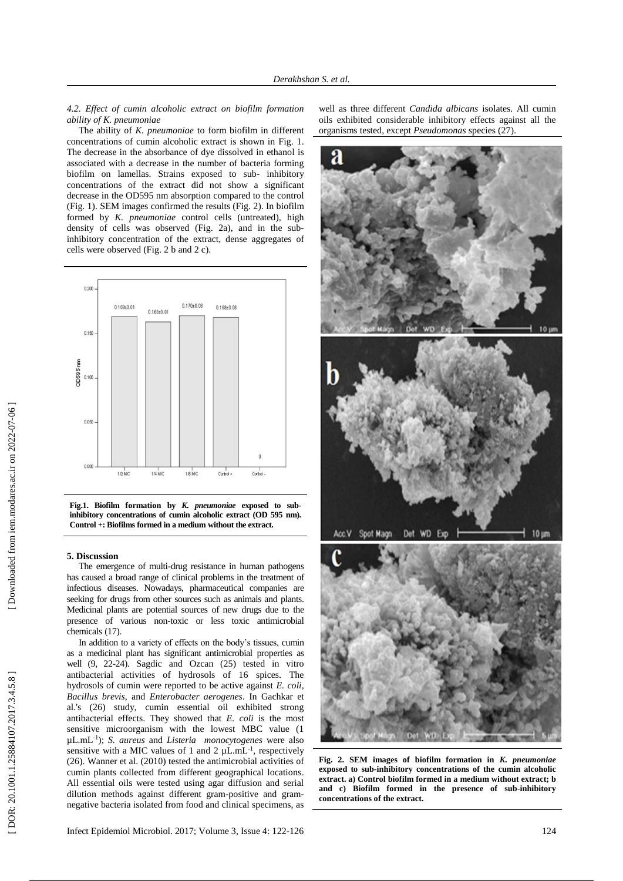*4.2. Effect of cumin alcoholic extract on biofilm formation ability of K. pneumoniae*

The ability of *K. pneumoniae* to form biofilm in different concentrations of cumin alcoholic extract is shown in Fig. 1. The decrease in the absorbance of dye dissolved in ethanol is associated with a decrease in the number of bacteria forming biofilm on lamellas. Strains exposed to sub- inhibitory concentrations of the extract did not show a significant decrease in the OD595 nm absorption compared to the control (Fig. 1). SEM images confirmed the results (Fig. 2). In biofilm formed by *K. pneumoniae* control cells (untreated), high density of cells was observed (Fig. 2a), and in the sub-inhibitory concentration of the extract, dense aggregates of cells were observed (Fig. 2 b and 2 c).

**Fig.1. Biofilm formation by *K. pneumoniae* exposed to sub-inhibitory concentrations of cumin alcoholic extract (OD 595 nm). Control +: Biofilms formed in a medium without the extract.**

## 5. Discussion

The emergence of multi-drug resistance in human pathogens has caused a broad range of clinical problems in the treatment of infectious diseases. Nowadays, pharmaceutical companies are seeking for drugs from other sources such as animals and plants. Medicinal plants are potential sources of new drugs due to the presence of various non-toxic or less toxic antimicrobial chemicals (17).

In addition to a variety of effects on the body's tissues, cumin as a medicinal plant has significant antimicrobial properties as well (9, 22-24). Sagdic and Ozcan (25) tested in vitro antibacterial activities of hydrosols of 16 spices. The hydrosols of cumin were reported to be active against *E. coli*, *Bacillus brevis*, and *Enterobacter aerogenes*. In Gachkar et al.'s (26) study, cumin essential oil exhibited strong antibacterial effects. They showed that *E. coli* is the most sensitive microorganism with the lowest MBC value (1 $\mu L.mL^{-1}$); *S. aureus* and *Listeria monocytogenes* were also sensitive with a MIC values of 1 and 2 $\mu L.mL^{-1}$, respectively (26). Wanner et al. (2010) tested the antimicrobial activities of cumin plants collected from different geographical locations. All essential oils were tested using agar diffusion and serial dilution methods against different gram-positive and gram-negative bacteria isolated from food and clinical specimens, as well as three different *Candida albicans* isolates. All cumin oils exhibited considerable inhibitory effects against all the organisms tested, except *Pseudomonas* species (27).

**Fig. 2. SEM images of biofilm formation in *K. pneumoniae* exposed to sub-inhibitory concentrations of the cumin alcoholic extract. a) Control biofilm formed in a medium without extract; b and c) Biofilm formed in the presence of sub-inhibitory concentrations of the extract.**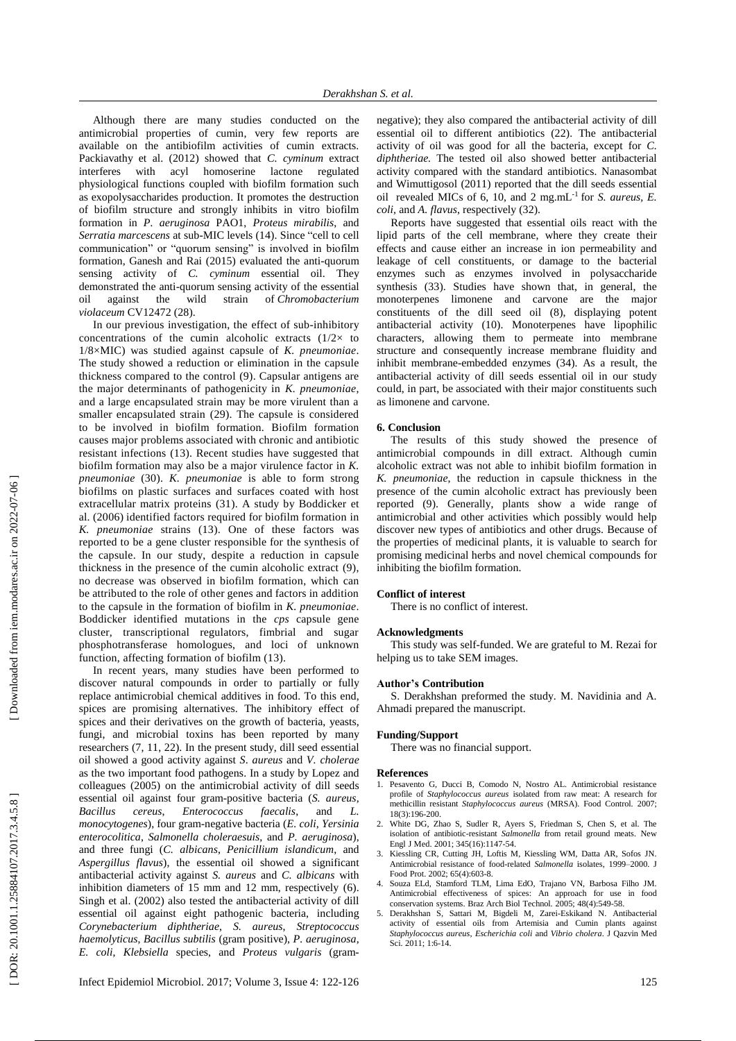Although there are many studies conducted on the antimicrobial properties of cumin, very few reports are available on the antibiofilm activities of cumin extracts. Packiavathy et al. (2012) showed that *C. cyminum* extract interferes with acyl homoserine lactone regulated physiological functions coupled with biofilm formation such as exopolysaccharides production. It promotes the destruction of biofilm structure and strongly inhibits in vitro biofilm formation in *P. aeruginosa* PAO1, *Proteus mirabilis*, and *Serratia marcescens* at sub-MIC levels (14). Since "cell to cell communication" or "quorum sensing" is involved in biofilm formation, Ganesh and Rai (2015) evaluated the anti-quorum sensing activity of *C. cyminum* essential oil. They demonstrated the anti-quorum sensing activity of the essential oil against the wild strain of *Chromobacterium violaceum* CV12472 (28).

In our previous investigation, the effect of sub-inhibitory concentrations of the cumin alcoholic extracts (1/2× to 1/8×MIC) was studied against capsule of *K. pneumoniae*. The study showed a reduction or elimination in the capsule thickness compared to the control (9). Capsular antigens are the major determinants of pathogenicity in *K. pneumoniae*, and a large encapsulated strain may be more virulent than a smaller encapsulated strain (29). The capsule is considered to be involved in biofilm formation. Biofilm formation causes major problems associated with chronic and antibiotic resistant infections (13). Recent studies have suggested that biofilm formation may also be a major virulence factor in *K. pneumoniae* (30). *K. pneumoniae* is able to form strong biofilms on plastic surfaces and surfaces coated with host extracellular matrix proteins (31). A study by Boddicker et al. (2006) identified factors required for biofilm formation in *K. pneumoniae* strains (13). One of these factors was reported to be a gene cluster responsible for the synthesis of the capsule. In our study, despite a reduction in capsule thickness in the presence of the cumin alcoholic extract (9), no decrease was observed in biofilm formation, which can be attributed to the role of other genes and factors in addition to the capsule in the formation of biofilm in *K. pneumoniae*. Boddicker identified mutations in the *cps* capsule gene cluster, transcriptional regulators, fimbrial and sugar phosphotransferase homologues, and loci of unknown function, affecting formation of biofilm (13).

In recent years, many studies have been performed to discover natural compounds in order to partially or fully replace antimicrobial chemical additives in food. To this end, spices are promising alternatives. The inhibitory effect of spices and their derivatives on the growth of bacteria, yeasts, fungi, and microbial toxins has been reported by many researchers (7, 11, 22). In the present study, dill seed essential oil showed a good activity against *S. aureus* and *V. cholerae* as the two important food pathogens. In a study by Lopez and colleagues (2005) on the antimicrobial activity of dill seeds essential oil against four gram-positive bacteria (*S. aureus*, *Bacillus cereus*, *Enterococcus faecalis*, and *L. monocytogenes*), four gram-negative bacteria (*E. coli*, *Yersinia enterocolitica*, *Salmonella choleraesuis*, and *P. aeruginosa*), and three fungi (*C. albicans*, *Penicillium islandicum*, and *Aspergillus flavus*), the essential oil showed a significant antibacterial activity against *S. aureus* and *C. albicans* with inhibition diameters of 15 mm and 12 mm, respectively (6). Singh et al. (2002) also tested the antibacterial activity of dill essential oil against eight pathogenic bacteria, including *Corynebacterium diphtheriae*, *S. aureus*, *Streptococcus haemolyticus*, *Bacillus subtilis* (gram positive), *P. aeruginosa*, *E. coli*, *Klebsiella* species, and *Proteus vulgaris* (gram-negative); they also compared the antibacterial activity of dill essential oil to different antibiotics (22). The antibacterial activity of oil was good for all the bacteria, except for *C. diphtheriae.* The tested oil also showed better antibacterial activity compared with the standard antibiotics. Nanasombat and Wimuttigosol (2011) reported that the dill seeds essential oil revealed MICs of 6, 10, and 2 mg.mL$^{-1}$ for *S. aureus*, *E. coli*, and *A. flavus*, respectively (32).

Reports have suggested that essential oils react with the lipid parts of the cell membrane, where they create their effects and cause either an increase in ion permeability and leakage of cell constituents, or damage to the bacterial enzymes such as enzymes involved in polysaccharide synthesis (33). Studies have shown that, in general, the monoterpenes limonene and carvone are the major constituents of the dill seed oil (8), displaying potent antibacterial activity (10). Monoterpenes have lipophilic characters, allowing them to permeate into membrane structure and consequently increase membrane fluidity and inhibit membrane-embedded enzymes (34). As a result, the antibacterial activity of dill seeds essential oil in our study could, in part, be associated with their major constituents such as limonene and carvone.

## 6. Conclusion

The results of this study showed the presence of antimicrobial compounds in dill extract. Although cumin alcoholic extract was not able to inhibit biofilm formation in *K. pneumoniae*, the reduction in capsule thickness in the presence of the cumin alcoholic extract has previously been reported (9). Generally, plants show a wide range of antimicrobial and other activities which possibly would help discover new types of antibiotics and other drugs. Because of the properties of medicinal plants, it is valuable to search for promising medicinal herbs and novel chemical compounds for inhibiting the biofilm formation.

### Conflict of interest

There is no conflict of interest.

### Acknowledgments

This study was self-funded. We are grateful to M. Rezai for helping us to take SEM images.

### Author's Contribution

S. Derakhshan preformed the study. M. Navidinia and A. Ahmadi prepared the manuscript.

### Funding/Support

There was no financial support.

### References

1. Pesavento G, Ducci B, Comodo N, Nostro AL. Antimicrobial resistance profile of *Staphylococcus aureus* isolated from raw meat: A research for methicillin resistant *Staphylococcus aureus* (MRSA). Food Control. 2007; 18(3):196-200.
2. White DG, Zhao S, Sudler R, Ayers S, Friedman S, Chen S, et al. The isolation of antibiotic-resistant *Salmonella* from retail ground meats. New Engl J Med. 2001; 345(16):1147-54.
3. Kiessling CR, Cutting JH, Loftis M, Kiessling WM, Datta AR, Sofos JN. Antimicrobial resistance of food-related *Salmonella* isolates, 1999–2000. J Food Prot. 2002; 65(4):603-8.
4. Souza ELd, Stamford TLM, Lima EdO, Trajano VN, Barbosa Filho JM. Antimicrobial effectiveness of spices: An approach for use in food conservation systems. Braz Arch Biol Technol. 2005; 48(4):549-58.
5. Derakhshan S, Sattari M, Bigdeli M, Zarei-Eskikand N. Antibacterial activity of essential oils from Artemisia and Cumin plants against *Staphylococcus aureus*, *Escherichia coli* and *Vibrio cholera*. J Qazvin Med Sci. 2011; 1:6-14.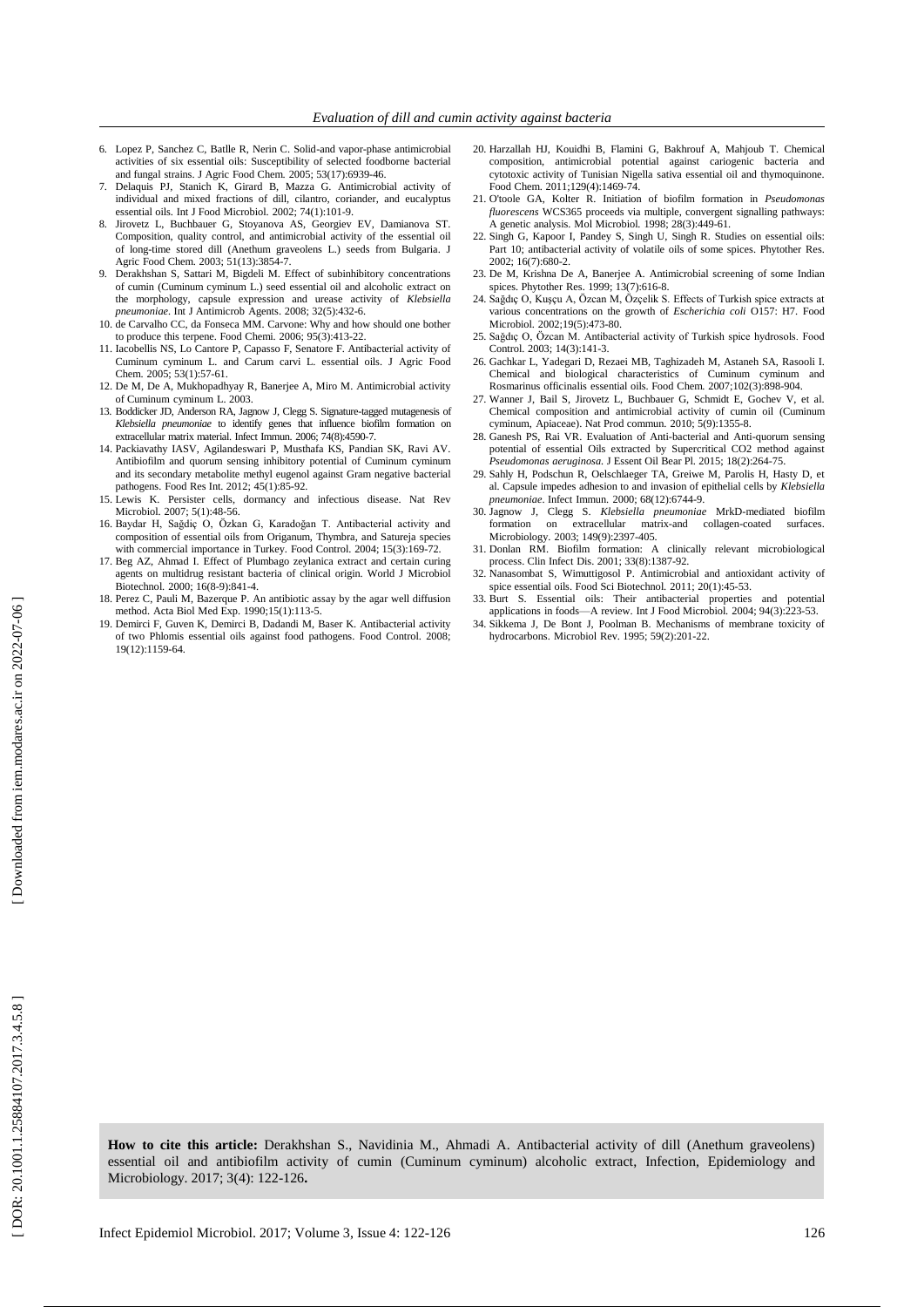6. Lopez P, Sanchez C, Batlle R, Nerin C. Solid-and vapor-phase antimicrobial activities of six essential oils: Susceptibility of selected foodborne bacterial and fungal strains. J Agric Food Chem. 2005; 53(17):6939-46.
7. Delaquis PJ, Stanich K, Girard B, Mazza G. Antimicrobial activity of individual and mixed fractions of dill, cilantro, coriander, and eucalyptus essential oils. Int J Food Microbiol. 2002; 74(1):101-9.
8. Jirovetz L, Buchbauer G, Stoyanova AS, Georgiev EV, Damianova ST. Composition, quality control, and antimicrobial activity of the essential oil of long-time stored dill (Anethum graveolens L.) seeds from Bulgaria. J Agric Food Chem. 2003; 51(13):3854-7.
9. Derakhshan S, Sattari M, Bigdeli M. Effect of subinhibitory concentrations of cumin (Cuminum cyminum L.) seed essential oil and alcoholic extract on the morphology, capsule expression and urease activity of *Klebsiella pneumoniae*. Int J Antimicrob Agents. 2008; 32(5):432-6.
10. de Carvalho CC, da Fonseca MM. Carvone: Why and how should one bother to produce this terpene. Food Chemi. 2006; 95(3):413-22.
11. Iacobellis NS, Lo Cantore P, Capasso F, Senatore F. Antibacterial activity of Cuminum cyminum L. and Carum carvi L. essential oils. J Agric Food Chem. 2005; 53(1):57-61.
12. De M, De A, Mukhopadhyay R, Banerjee A, Miro M. Antimicrobial activity of Cuminum cyminum L. 2003.
13. Boddicker JD, Anderson RA, Jagnow J, Clegg S. Signature-tagged mutagenesis of *Klebsiella pneumoniae* to identify genes that influence biofilm formation on extracellular matrix material. Infect Immun. 2006; 74(8):4590-7.
14. Packiavathy IASV, Agilandeswari P, Musthafa KS, Pandian SK, Ravi AV. Antibiofilm and quorum sensing inhibitory potential of Cuminum cyminum and its secondary metabolite methyl eugenol against Gram negative bacterial pathogens. Food Res Int. 2012; 45(1):85-92.
15. Lewis K. Persister cells, dormancy and infectious disease. Nat Rev Microbiol. 2007; 5(1):48-56.
16. Baydar H, Sağdıç O, Özkan G, Karadoğan T. Antibacterial activity and composition of essential oils from Origanum, Thymbra, and Satureja species with commercial importance in Turkey. Food Control. 2004; 15(3):169-72.
17. Beg AZ, Ahmad I. Effect of Plumbago zeylanica extract and certain curing agents on multidrug resistant bacteria of clinical origin. World J Microbiol Biotechnol. 2000; 16(8-9):841-4.
18. Perez C, Pauli M, Bazerque P. An antibiotic assay by the agar well diffusion method. Acta Biol Med Exp. 1990;15(1):113-5.
19. Demirci F, Guven K, Demirci B, Dadandi M, Baser K. Antibacterial activity of two Phlomis essential oils against food pathogens. Food Control. 2008; 19(12):1159-64.
20. Harzallah HJ, Kouidhi B, Flamini G, Bakhrouf A, Mahjoub T. Chemical composition, antimicrobial potential against cariogenic bacteria and cytotoxic activity of Tunisian Nigella sativa essential oil and thymoquinone. Food Chem. 2011;129(4):1469-74.
21. O'toole GA, Kolter R. Initiation of biofilm formation in *Pseudomonas fluorescens* WCS365 proceeds via multiple, convergent signalling pathways: A genetic analysis. Mol Microbiol. 1998; 28(3):449-61.
22. Singh G, Kapoor I, Pandey S, Singh U, Singh R. Studies on essential oils: Part 10; antibacterial activity of volatile oils of some spices. Phytother Res. 2002; 16(7):680-2.
23. De M, Krishna De A, Banerjee A. Antimicrobial screening of some Indian spices. Phytother Res. 1999; 13(7):616-8.
24. Sağdıç O, Kuşçu A, Özcan M, Özçelik S. Effects of Turkish spice extracts at various concentrations on the growth of *Escherichia coli* O157: H7. Food Microbiol. 2002;19(5):473-80.
25. Sağdıç O, Özcan M. Antibacterial activity of Turkish spice hydrosols. Food Control. 2003; 14(3):141-3.
26. Gachkar L, Yadegari D, Rezaei MB, Taghizadeh M, Astaneh SA, Rasooli I. Chemical and biological characteristics of Cuminum cyminum and Rosmarinus officinalis essential oils. Food Chem. 2007;102(3):898-904.
27. Wanner J, Bail S, Jirovetz L, Buchbauer G, Schmidt E, Gochev V, et al. Chemical composition and antimicrobial activity of cumin oil (Cuminum cyminum, Apiaceae). Nat Prod commun. 2010; 5(9):1355-8.
28. Ganesh PS, Rai VR. Evaluation of Anti-bacterial and Anti-quorum sensing potential of essential Oils extracted by Supercritical CO2 method against *Pseudomonas aeruginosa*. J Essent Oil Bear Pl. 2015; 18(2):264-75.
29. Sahly H, Podschun R, Oelschlaeger TA, Greiwe M, Parolis H, Hasty D, et al. Capsule impedes adhesion to and invasion of epithelial cells by *Klebsiella pneumoniae*. Infect Immun. 2000; 68(12):6744-9.
30. Jagnow J, Clegg S. *Klebsiella pneumoniae* MrkD-mediated biofilm formation on extracellular matrix-and collagen-coated surfaces. Microbiology. 2003; 149(9):2397-405.
31. Donlan RM. Biofilm formation: A clinically relevant microbiological process. Clin Infect Dis. 2001; 33(8):1387-92.
32. Nanasombat S, Wimuttigosol P. Antimicrobial and antioxidant activity of spice essential oils. Food Sci Biotechnol. 2011; 20(1):45-53.
33. Burt S. Essential oils: Their antibacterial properties and potential applications in foods—A review. Int J Food Microbiol. 2004; 94(3):223-53.
34. Sikkema J, De Bont J, Poolman B. Mechanisms of membrane toxicity of hydrocarbons. Microbiol Rev. 1995; 59(2):201-22.

**How to cite this article:** Derakhshan S., Navidinia M., Ahmadi A. Antibacterial activity of dill (Anethum graveolens) essential oil and antibiofilm activity of cumin (Cuminum cyminum) alcoholic extract, Infection, Epidemiology and Microbiology. 2017; 3(4): 122-126**.**